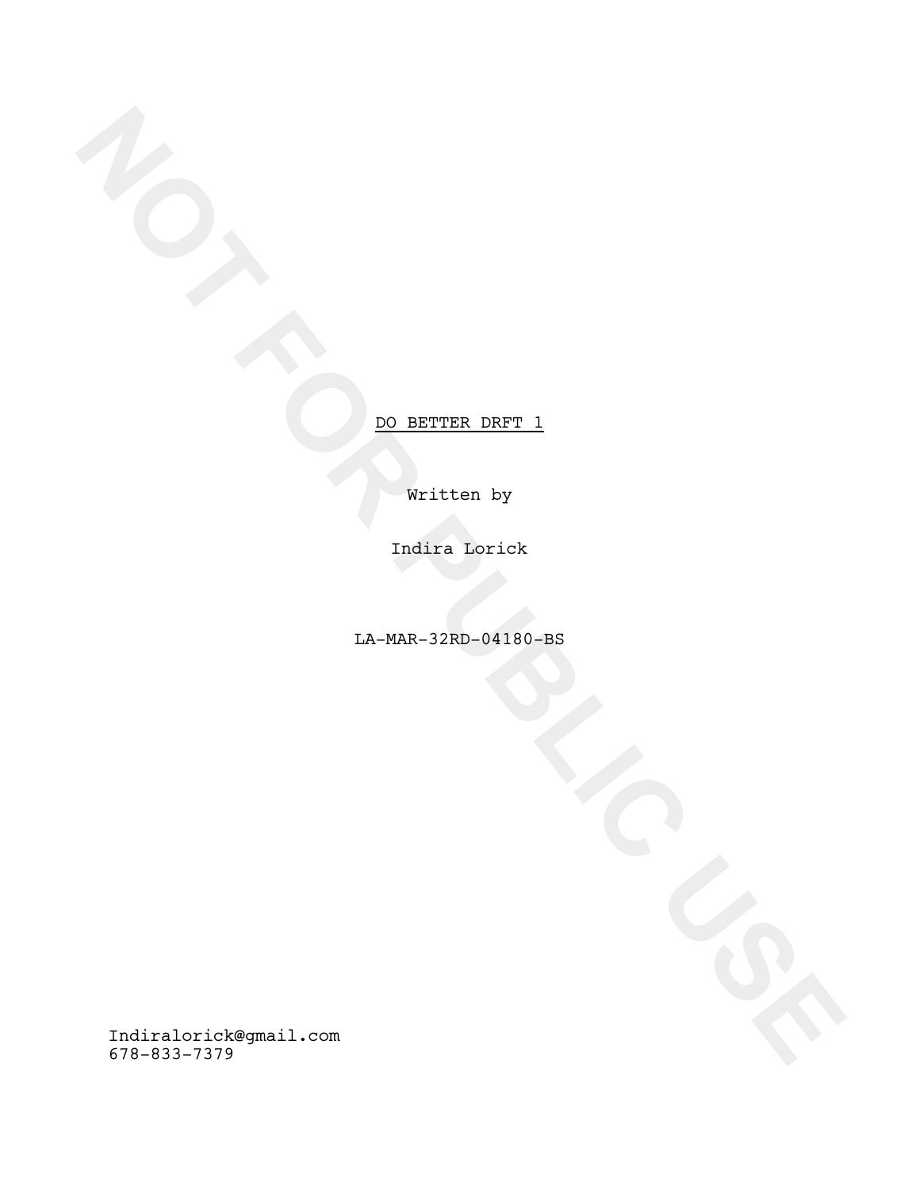DO BETTER DRFT 1

Written by

Indira Lorick

LA-MAR-32RD-04180-BS

NOT FOR PUBLIC USE

Indiralorick@gmail.com
678-833-7379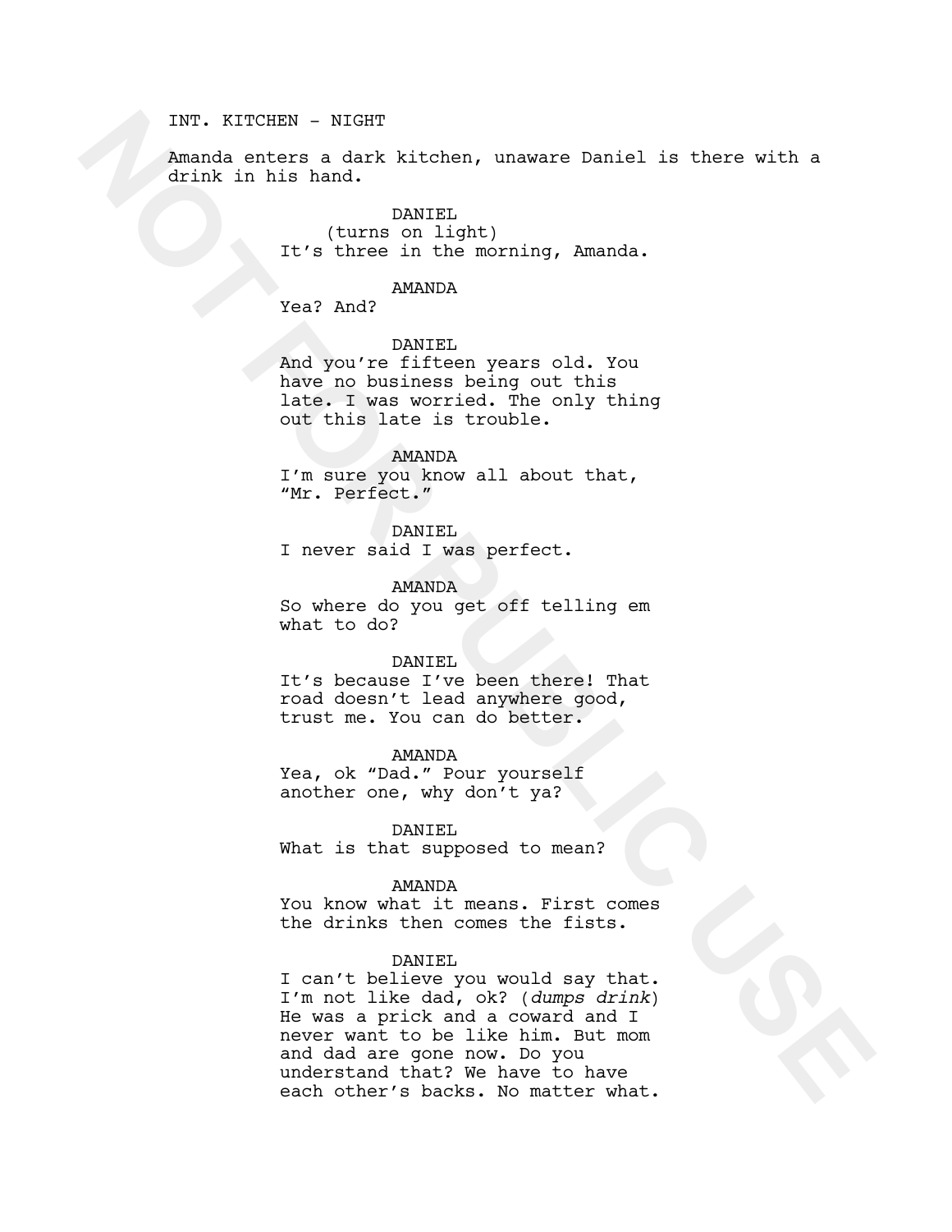INT. KITCHEN - NIGHT

Amanda enters a dark kitchen, unaware Daniel is there with a drink in his hand.

DANIEL
(turns on light)
It's three in the morning, Amanda.

AMANDA
Yea? And?

DANIEL
And you're fifteen years old. You have no business being out this late. I was worried. The only thing out this late is trouble.

AMANDA
I'm sure you know all about that, "Mr. Perfect."

DANIEL
I never said I was perfect.

AMANDA
So where do you get off telling em what to do?

DANIEL
It's because I've been there! That road doesn't lead anywhere good, trust me. You can do better.

AMANDA
Yea, ok "Dad." Pour yourself another one, why don't ya?

DANIEL
What is that supposed to mean?

AMANDA
You know what it means. First comes the drinks then comes the fists.

DANIEL
I can't believe you would say that. I'm not like dad, ok? (*dumps drink*) He was a prick and a coward and I never want to be like him. But mom and dad are gone now. Do you understand that? We have to have each other's backs. No matter what.